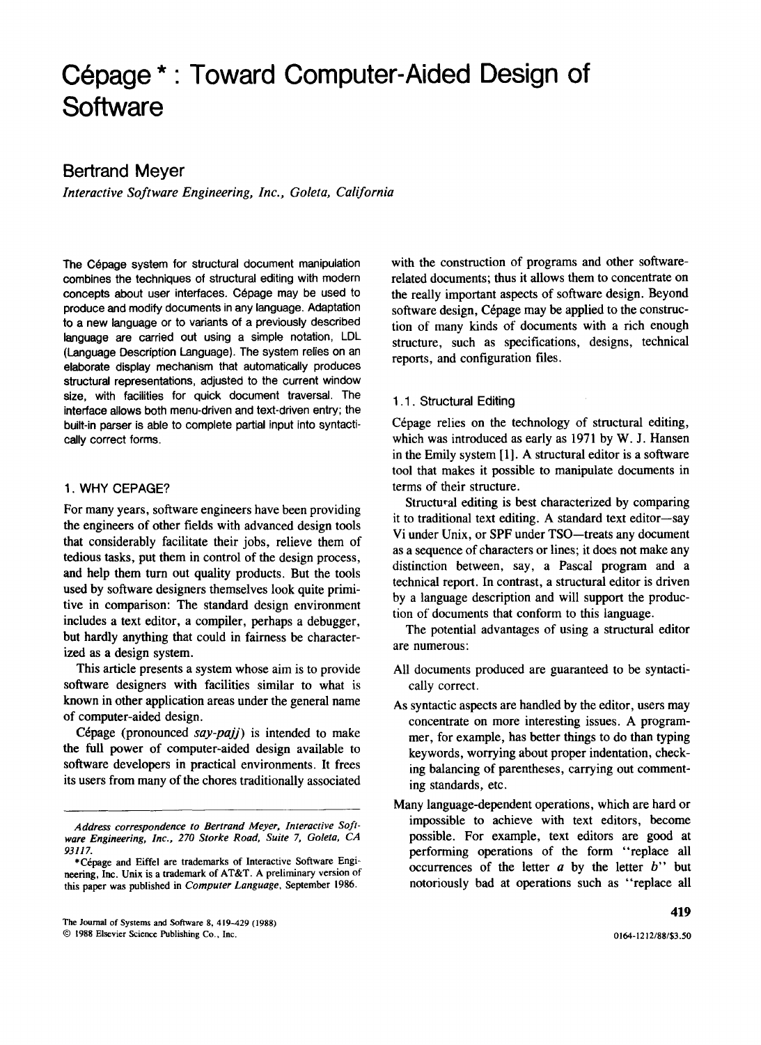# Cépage * : Toward Computer-Aided Design of Software

## Bertrand Meyer

*Interactive Software Engineering, Inc., Goleta, California*

The Cépage system for structural document manipulation combines the techniques of structural editing with modern concepts about user interfaces. Cépage may be used to produce and modify documents in any language. Adaptation to a new language or to variants of a previously described language are carried out using a simple notation, LDL (Language Description Language). The system relies on an elaborate display mechanism that automatically produces structural representations, adjusted to the current window size, with facilities for quick document traversal. The interface allows both menu-driven and text-driven entry; the built-in parser is able to complete partial input into syntactically correct forms.

### 1. WHY CEPAGE?

For many years, software engineers have been providing the engineers of other fields with advanced design tools that considerably facilitate their jobs, relieve them of tedious tasks, put them in control of the design process, and help them turn out quality products. But the tools used by software designers themselves look quite primitive in comparison: The standard design environment includes a text editor, a compiler, perhaps a debugger, but hardly anything that could in fairness be characterized as a design system.

This article presents a system whose aim is to provide software designers with facilities similar to what is known in other application areas under the general name of computer-aided design.

Cépage (pronounced *say-pajj*) is intended to make the full power of computer-aided design available to software developers in practical environments. It frees its users from many of the chores traditionally associated with the construction of programs and other software-related documents; thus it allows them to concentrate on the really important aspects of software design. Beyond software design, Cépage may be applied to the construction of many kinds of documents with a rich enough structure, such as specifications, designs, technical reports, and configuration files.

### 1.1. Structural Editing

Cépage relies on the technology of structural editing, which was introduced as early as 1971 by W. J. Hansen in the Emily system [1]. A structural editor is a software tool that makes it possible to manipulate documents in terms of their structure.

Structural editing is best characterized by comparing it to traditional text editing. A standard text editor—say Vi under Unix, or SPF under TSO—treats any document as a sequence of characters or lines; it does not make any distinction between, say, a Pascal program and a technical report. In contrast, a structural editor is driven by a language description and will support the production of documents that conform to this language.

The potential advantages of using a structural editor are numerous:

- All documents produced are guaranteed to be syntactically correct.
- As syntactic aspects are handled by the editor, users may concentrate on more interesting issues. A programmer, for example, has better things to do than typing keywords, worrying about proper indentation, checking balancing of parentheses, carrying out commenting standards, etc.
- Many language-dependent operations, which are hard or impossible to achieve with text editors, become possible. For example, text editors are good at performing operations of the form "replace all occurrences of the letter *a* by the letter *b*" but notoriously bad at operations such as "replace all

---

*Address correspondence to Bertrand Meyer, Interactive Software Engineering, Inc., 270 Storke Road, Suite 7, Goleta, CA 93117.*

*Cépage and Eiffel are trademarks of Interactive Software Engineering, Inc. Unix is a trademark of AT&T. A preliminary version of this paper was published in *Computer Language*, September 1986.

The Journal of Systems and Software 8, 419–429 (1988)
© 1988 Elsevier Science Publishing Co., Inc.
0164-1212/88/$3.50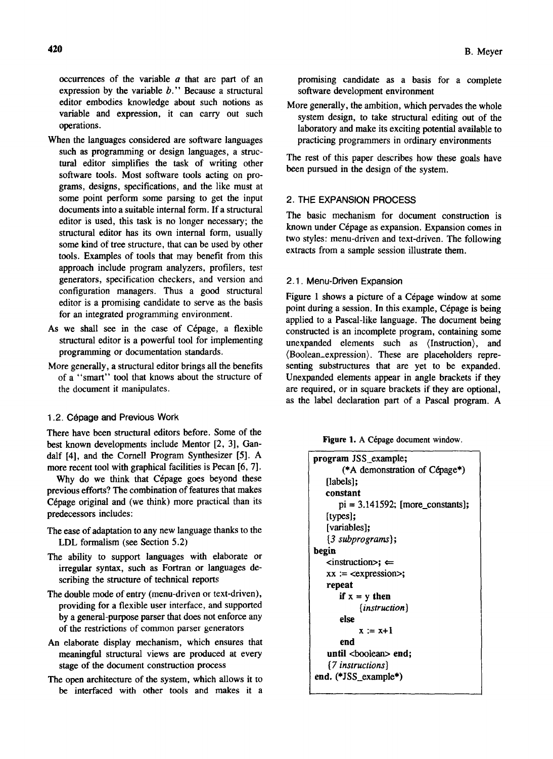occurrences of the variable $a$ that are part of an expression by the variable $b$." Because a structural editor embodies knowledge about such notions as variable and expression, it can carry out such operations.

When the languages considered are software languages such as programming or design languages, a structural editor simplifies the task of writing other software tools. Most software tools acting on programs, designs, specifications, and the like must at some point perform some parsing to get the input documents into a suitable internal form. If a structural editor is used, this task is no longer necessary; the structural editor has its own internal form, usually some kind of tree structure, that can be used by other tools. Examples of tools that may benefit from this approach include program analyzers, profilers, test generators, specification checkers, and version and configuration managers. Thus a good structural editor is a promising candidate to serve as the basis for an integrated programming environment.

As we shall see in the case of Cépage, a flexible structural editor is a powerful tool for implementing programming or documentation standards.

More generally, a structural editor brings all the benefits of a "smart" tool that knows about the structure of the document it manipulates.

### 1.2. Cépage and Previous Work

There have been structural editors before. Some of the best known developments include Mentor [2, 3], Gandalf [4], and the Cornell Program Synthesizer [5]. A more recent tool with graphical facilities is Pecan [6, 7].

Why do we think that Cépage goes beyond these previous efforts? The combination of features that makes Cépage original and (we think) more practical than its predecessors includes:

- The ease of adaptation to any new language thanks to the LDL formalism (see Section 5.2)
- The ability to support languages with elaborate or irregular syntax, such as Fortran or languages describing the structure of technical reports
- The double mode of entry (menu-driven or text-driven), providing for a flexible user interface, and supported by a general-purpose parser that does not enforce any of the restrictions of common parser generators
- An elaborate display mechanism, which ensures that meaningful structural views are produced at every stage of the document construction process
- The open architecture of the system, which allows it to be interfaced with other tools and makes it a promising candidate as a basis for a complete software development environment
- More generally, the ambition, which pervades the whole system design, to take structural editing out of the laboratory and make its exciting potential available to practicing programmers in ordinary environments

The rest of this paper describes how these goals have been pursued in the design of the system.

## 2. THE EXPANSION PROCESS

The basic mechanism for document construction is known under Cépage as expansion. Expansion comes in two styles: menu-driven and text-driven. The following extracts from a sample session illustrate them.

### 2.1. Menu-Driven Expansion

Figure 1 shows a picture of a Cépage window at some point during a session. In this example, Cépage is being applied to a Pascal-like language. The document being constructed is an incomplete program, containing some unexpanded elements such as ⟨Instruction⟩, and ⟨Boolean_expression⟩. These are placeholders representing substructures that are yet to be expanded. Unexpanded elements appear in angle brackets if they are required, or in square brackets if they are optional, as the label declaration part of a Pascal program. A

**Figure 1.** A Cépage document window.

```
program JSS_example;
      (*A demonstration of Cépage*)
   [labels];
   constant
      pi = 3.141592; [more_constants];
   [types];
   [variables];
   {3 subprograms};
begin
   <instruction>; ⇐
   xx := <expression>;
   repeat
      if x = y then
           {instruction}
      else
           x := x+1
      end
   until <boolean> end;
   {7 instructions}
end. (*JSS_example*)
```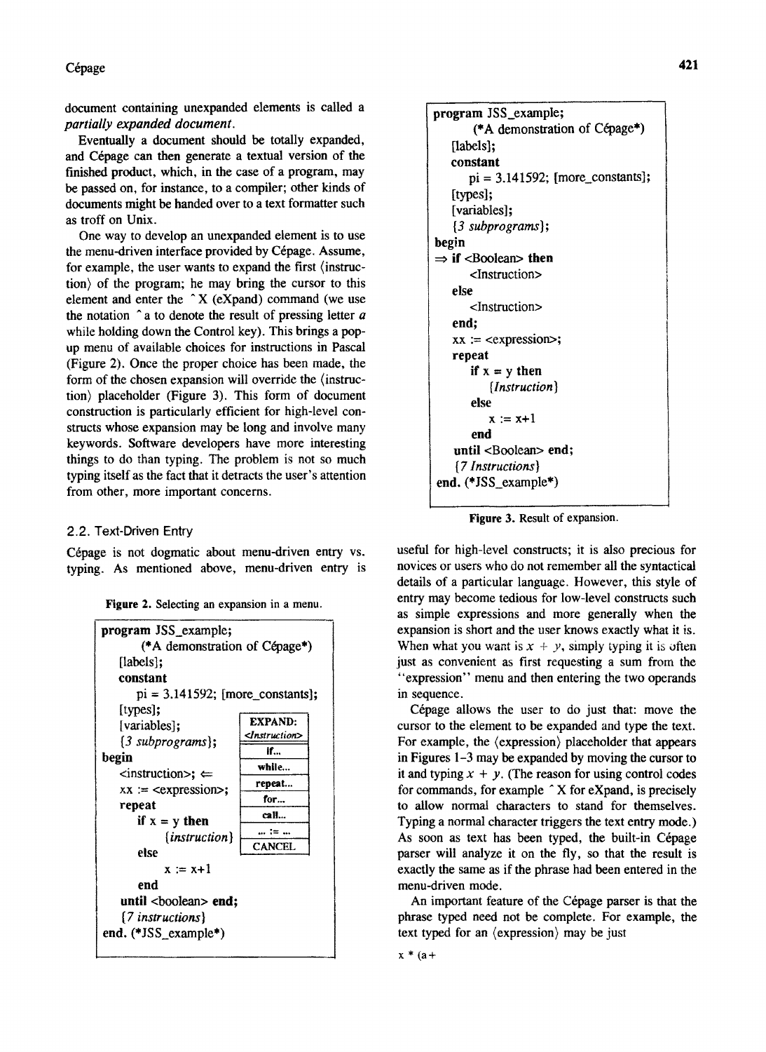document containing unexpanded elements is called a *partially expanded document*.

Eventually a document should be totally expanded, and Cépage can then generate a textual version of the finished product, which, in the case of a program, may be passed on, for instance, to a compiler; other kinds of documents might be handed over to a text formatter such as troff on Unix.

One way to develop an unexpanded element is to use the menu-driven interface provided by Cépage. Assume, for example, the user wants to expand the first ⟨instruction⟩ of the program; he may bring the cursor to this element and enter the ^X (eXpand) command (we use the notation ^a to denote the result of pressing letter *a* while holding down the Control key). This brings a pop-up menu of available choices for instructions in Pascal (Figure 2). Once the proper choice has been made, the form of the chosen expansion will override the ⟨instruction⟩ placeholder (Figure 3). This form of document construction is particularly efficient for high-level constructs whose expansion may be long and involve many keywords. Software developers have more interesting things to do than typing. The problem is not so much typing itself as the fact that it detracts the user's attention from other, more important concerns.

## 2.2. Text-Driven Entry

Cépage is not dogmatic about menu-driven entry vs. typing. As mentioned above, menu-driven entry is useful for high-level constructs; it is also precious for novices or users who do not remember all the syntactical details of a particular language. However, this style of entry may become tedious for low-level constructs such as simple expressions and more generally when the expansion is short and the user knows exactly what it is. When what you want is $x + y$, simply typing it is often just as convenient as first requesting a sum from the "expression" menu and then entering the two operands in sequence.

**Figure 2.** Selecting an expansion in a menu.

```
program JSS_example;
      (*A demonstration of Cépage*)
   [labels];
   constant
      pi = 3.141592; [more_constants];
   [types];
   [variables];                 EXPAND:
   {3 subprograms};             <Instruction>
begin                           if...
   <instruction>; ⇐             while...
   xx := <expression>;          repeat...
   repeat                       for...
      if x = y then             call...
         {instruction}          ... := ...
      else                      CANCEL
         x := x+1
      end
   until <boolean> end;
   {7 instructions}
end. (*JSS_example*)
```

```
program JSS_example;
      (*A demonstration of Cépage*)
   [labels];
   constant
      pi = 3.141592; [more_constants];
   [types];
   [variables];
   {3 subprograms};
begin
⇒ if <Boolean> then
      <Instruction>
   else
      <Instruction>
   end;
   xx := <expression>;
   repeat
      if x = y then
         {Instruction}
      else
         x := x+1
      end
   until <Boolean> end;
   {7 Instructions}
end. (*JSS_example*)
```

**Figure 3.** Result of expansion.

Cépage allows the user to do just that: move the cursor to the element to be expanded and type the text. For example, the ⟨expression⟩ placeholder that appears in Figures 1–3 may be expanded by moving the cursor to it and typing $x + y$. (The reason for using control codes for commands, for example ^X for eXpand, is precisely to allow normal characters to stand for themselves. Typing a normal character triggers the text entry mode.) As soon as text has been typed, the built-in Cépage parser will analyze it on the fly, so that the result is exactly the same as if the phrase had been entered in the menu-driven mode.

An important feature of the Cépage parser is that the phrase typed need not be complete. For example, the text typed for an ⟨expression⟩ may be just

x * (a+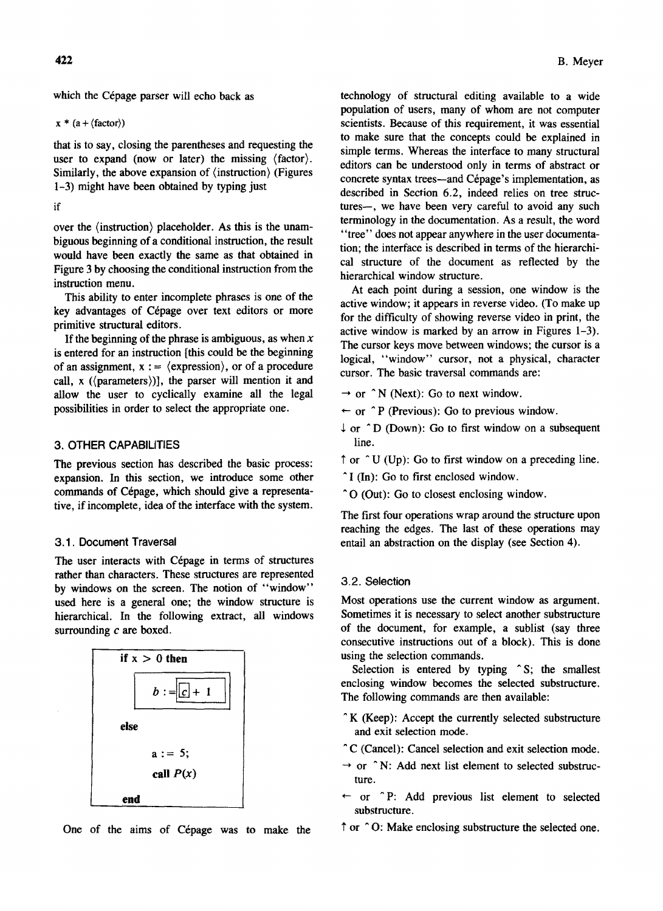which the Cépage parser will echo back as

```
x * (a + ⟨factor⟩)
```

that is to say, closing the parentheses and requesting the user to expand (now or later) the missing ⟨factor⟩. Similarly, the above expansion of ⟨instruction⟩ (Figures 1-3) might have been obtained by typing just

```
if
```

over the ⟨instruction⟩ placeholder. As this is the unambiguous beginning of a conditional instruction, the result would have been exactly the same as that obtained in Figure 3 by choosing the conditional instruction from the instruction menu.

This ability to enter incomplete phrases is one of the key advantages of Cépage over text editors or more primitive structural editors.

If the beginning of the phrase is ambiguous, as when *x* is entered for an instruction [this could be the beginning of an assignment, x := ⟨expression⟩, or of a procedure call, x (⟨parameters⟩)], the parser will mention it and allow the user to cyclically examine all the legal possibilities in order to select the appropriate one.

## 3. OTHER CAPABILITIES

The previous section has described the basic process: expansion. In this section, we introduce some other commands of Cépage, which should give a representative, if incomplete, idea of the interface with the system.

### 3.1. Document Traversal

The user interacts with Cépage in terms of structures rather than characters. These structures are represented by windows on the screen. The notion of "window" used here is a general one; the window structure is hierarchical. In the following extract, all windows surrounding *c* are boxed.

```
if x > 0 then
    b := c + 1
else
    a := 5;
    call P(x)
end
```

One of the aims of Cépage was to make the technology of structural editing available to a wide population of users, many of whom are not computer scientists. Because of this requirement, it was essential to make sure that the concepts could be explained in simple terms. Whereas the interface to many structural editors can be understood only in terms of abstract or concrete syntax trees—and Cépage's implementation, as described in Section 6.2, indeed relies on tree structures—, we have been very careful to avoid any such terminology in the documentation. As a result, the word "tree" does not appear anywhere in the user documentation; the interface is described in terms of the hierarchical structure of the document as reflected by the hierarchical window structure.

At each point during a session, one window is the active window; it appears in reverse video. (To make up for the difficulty of showing reverse video in print, the active window is marked by an arrow in Figures 1-3). The cursor keys move between windows; the cursor is a logical, "window" cursor, not a physical, character cursor. The basic traversal commands are:

- → or ^N (Next): Go to next window.
- ← or ^P (Previous): Go to previous window.
- ↓ or ^D (Down): Go to first window on a subsequent line.
- ↑ or ^U (Up): Go to first window on a preceding line.
- ^I (In): Go to first enclosed window.
- ^O (Out): Go to closest enclosing window.

The first four operations wrap around the structure upon reaching the edges. The last of these operations may entail an abstraction on the display (see Section 4).

### 3.2. Selection

Most operations use the current window as argument. Sometimes it is necessary to select another substructure of the document, for example, a sublist (say three consecutive instructions out of a block). This is done using the selection commands.

Selection is entered by typing ^S; the smallest enclosing window becomes the selected substructure. The following commands are then available:

- ^K (Keep): Accept the currently selected substructure and exit selection mode.
- ^C (Cancel): Cancel selection and exit selection mode.
- → or ^N: Add next list element to selected substructure.
- ← or ^P: Add previous list element to selected substructure.
- ↑ or ^O: Make enclosing substructure the selected one.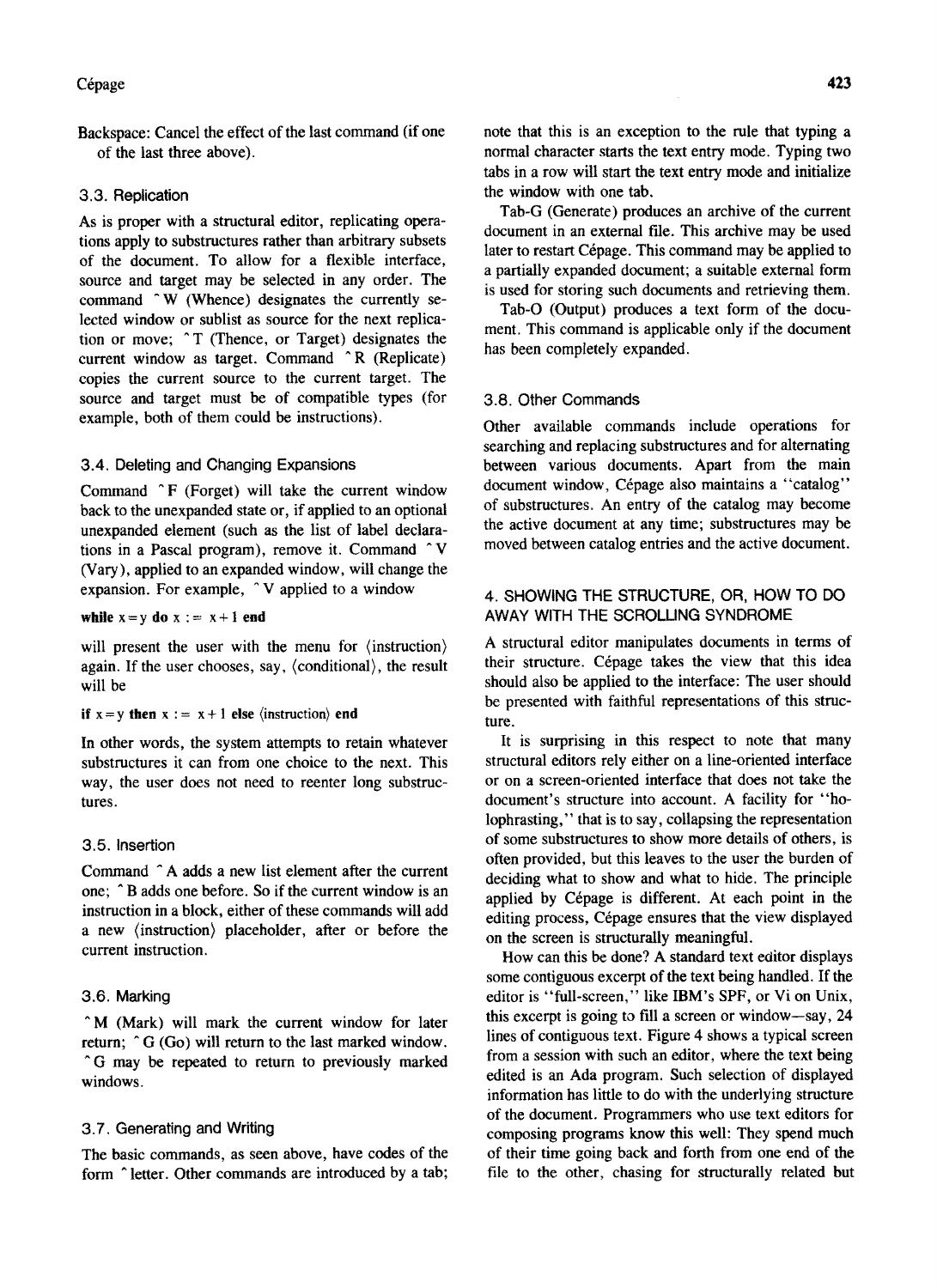Backspace: Cancel the effect of the last command (if one of the last three above).

### 3.3. Replication

As is proper with a structural editor, replicating operations apply to substructures rather than arbitrary subsets of the document. To allow for a flexible interface, source and target may be selected in any order. The command ^W (Whence) designates the currently selected window or sublist as source for the next replication or move; ^T (Thence, or Target) designates the current window as target. Command ^R (Replicate) copies the current source to the current target. The source and target must be of compatible types (for example, both of them could be instructions).

### 3.4. Deleting and Changing Expansions

Command ^F (Forget) will take the current window back to the unexpanded state or, if applied to an optional unexpanded element (such as the list of label declarations in a Pascal program), remove it. Command ^V (Vary), applied to an expanded window, will change the expansion. For example, ^V applied to a window

```
while x = y do x := x + 1 end
```

will present the user with the menu for ⟨instruction⟩ again. If the user chooses, say, ⟨conditional⟩, the result will be

```
if x = y then x := x + 1 else ⟨instruction⟩ end
```

In other words, the system attempts to retain whatever substructures it can from one choice to the next. This way, the user does not need to reenter long substructures.

### 3.5. Insertion

Command ^A adds a new list element after the current one; ^B adds one before. So if the current window is an instruction in a block, either of these commands will add a new ⟨instruction⟩ placeholder, after or before the current instruction.

### 3.6. Marking

^M (Mark) will mark the current window for later return; ^G (Go) will return to the last marked window. ^G may be repeated to return to previously marked windows.

### 3.7. Generating and Writing

The basic commands, as seen above, have codes of the form ^letter. Other commands are introduced by a tab; note that this is an exception to the rule that typing a normal character starts the text entry mode. Typing two tabs in a row will start the text entry mode and initialize the window with one tab.

Tab-G (Generate) produces an archive of the current document in an external file. This archive may be used later to restart Cépage. This command may be applied to a partially expanded document; a suitable external form is used for storing such documents and retrieving them.

Tab-O (Output) produces a text form of the document. This command is applicable only if the document has been completely expanded.

### 3.8. Other Commands

Other available commands include operations for searching and replacing substructures and for alternating between various documents. Apart from the main document window, Cépage also maintains a "catalog" of substructures. An entry of the catalog may become the active document at any time; substructures may be moved between catalog entries and the active document.

## 4. SHOWING THE STRUCTURE, OR, HOW TO DO AWAY WITH THE SCROLLING SYNDROME

A structural editor manipulates documents in terms of their structure. Cépage takes the view that this idea should also be applied to the interface: The user should be presented with faithful representations of this structure.

It is surprising in this respect to note that many structural editors rely either on a line-oriented interface or on a screen-oriented interface that does not take the document's structure into account. A facility for "holophrasting," that is to say, collapsing the representation of some substructures to show more details of others, is often provided, but this leaves to the user the burden of deciding what to show and what to hide. The principle applied by Cépage is different. At each point in the editing process, Cépage ensures that the view displayed on the screen is structurally meaningful.

How can this be done? A standard text editor displays some contiguous excerpt of the text being handled. If the editor is "full-screen," like IBM's SPF, or Vi on Unix, this excerpt is going to fill a screen or window—say, 24 lines of contiguous text. Figure 4 shows a typical screen from a session with such an editor, where the text being edited is an Ada program. Such selection of displayed information has little to do with the underlying structure of the document. Programmers who use text editors for composing programs know this well: They spend much of their time going back and forth from one end of the file to the other, chasing for structurally related but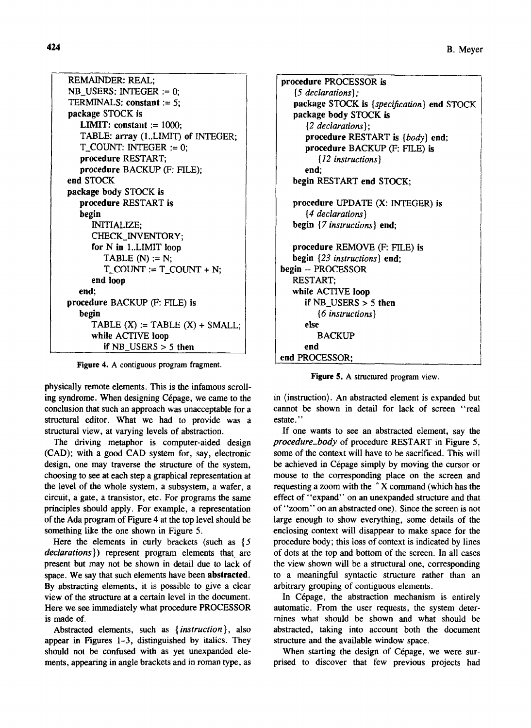```
REMAINDER: REAL;
NB_USERS: INTEGER := 0;
TERMINALS: constant := 5;
package STOCK is
   LIMIT: constant := 1000;
   TABLE: array (1..LIMIT) of INTEGER;
   T_COUNT: INTEGER := 0;
   procedure RESTART;
   procedure BACKUP (F: FILE);
end STOCK
package body STOCK is
   procedure RESTART is
   begin
      INITIALIZE;
      CHECK_INVENTORY;
      for N in 1..LIMIT loop
         TABLE (N) := N;
         T_COUNT := T_COUNT + N;
      end loop
   end;
procedure BACKUP (F: FILE) is
   begin
      TABLE (X) := TABLE (X) + SMALL;
      while ACTIVE loop
         if NB_USERS > 5 then
```

Figure 4. A contiguous program fragment.

```
procedure PROCESSOR is
   {5 declarations};
   package STOCK is {specification} end STOCK
   package body STOCK is
      {2 declarations};
      procedure RESTART is {body} end;
      procedure BACKUP (F: FILE) is
         {12 instructions}
      end;
   begin RESTART end STOCK;

   procedure UPDATE (X: INTEGER) is
      {4 declarations}
   begin {7 instructions} end;

   procedure REMOVE (F: FILE) is
   begin {23 instructions} end;
begin -- PROCESSOR
   RESTART;
   while ACTIVE loop
      if NB_USERS > 5 then
         {6 instructions}
      else
         BACKUP
      end
end PROCESSOR;
```

Figure 5. A structured program view.

physically remote elements. This is the infamous scrolling syndrome. When designing Cépage, we came to the conclusion that such an approach was unacceptable for a structural editor. What we had to provide was a structural view, at varying levels of abstraction.

The driving metaphor is computer-aided design (CAD); with a good CAD system for, say, electronic design, one may traverse the structure of the system, choosing to see at each step a graphical representation at the level of the whole system, a subsystem, a wafer, a circuit, a gate, a transistor, etc. For programs the same principles should apply. For example, a representation of the Ada program of Figure 4 at the top level should be something like the one shown in Figure 5.

Here the elements in curly brackets (such as {*5 declarations*}) represent program elements that are present but may not be shown in detail due to lack of space. We say that such elements have been **abstracted**. By abstracting elements, it is possible to give a clear view of the structure at a certain level in the document. Here we see immediately what procedure PROCESSOR is made of.

Abstracted elements, such as {*instruction*}, also appear in Figures 1–3, distinguished by italics. They should not be confused with as yet unexpanded elements, appearing in angle brackets and in roman type, as in ⟨instruction⟩. An abstracted element is expanded but cannot be shown in detail for lack of screen "real estate."

If one wants to see an abstracted element, say the *procedure_body* of procedure RESTART in Figure 5, some of the context will have to be sacrificed. This will be achieved in Cépage simply by moving the cursor or mouse to the corresponding place on the screen and requesting a zoom with the ^X command (which has the effect of "expand" on an unexpanded structure and that of "zoom" on an abstracted one). Since the screen is not large enough to show everything, some details of the enclosing context will disappear to make space for the procedure body; this loss of context is indicated by lines of dots at the top and bottom of the screen. In all cases the view shown will be a structural one, corresponding to a meaningful syntactic structure rather than an arbitrary grouping of contiguous elements.

In Cépage, the abstraction mechanism is entirely automatic. From the user requests, the system determines what should be shown and what should be abstracted, taking into account both the document structure and the available window space.

When starting the design of Cépage, we were surprised to discover that few previous projects had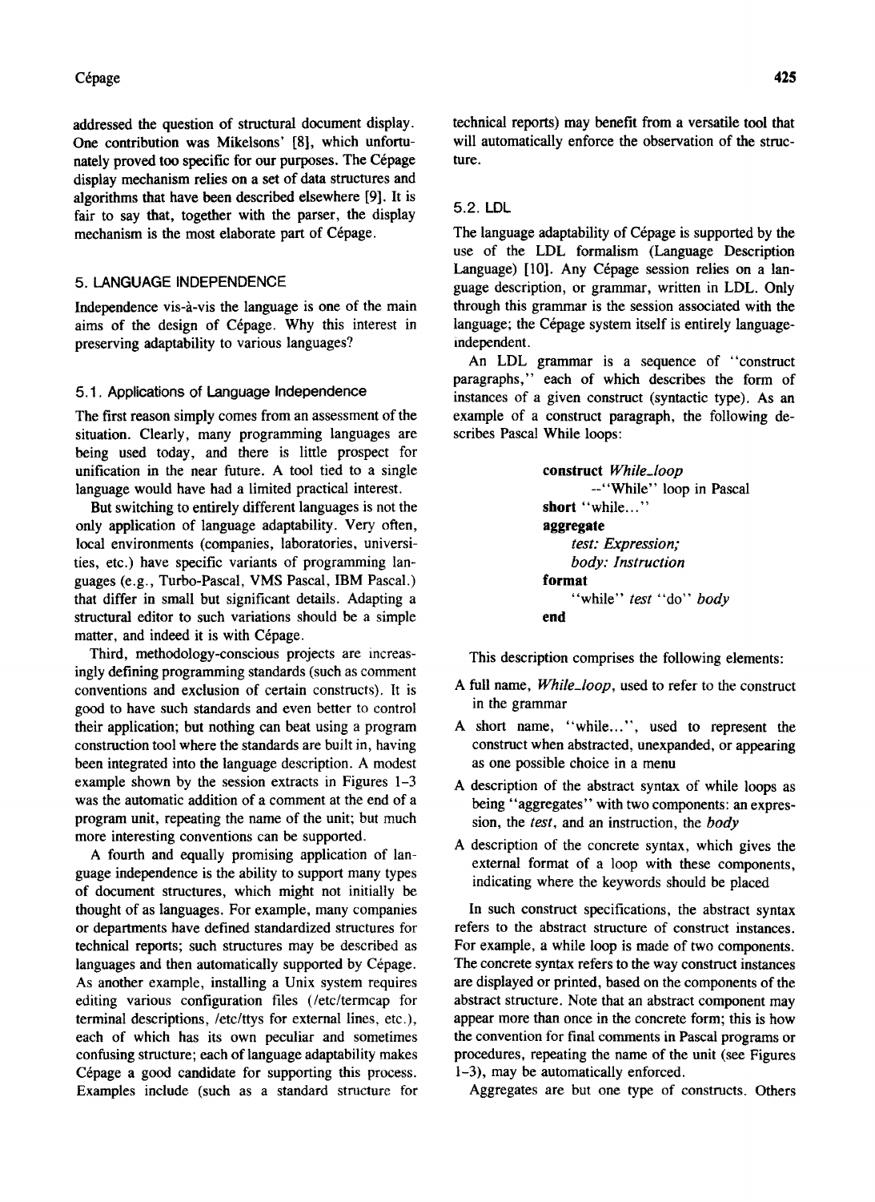addressed the question of structural document display. One contribution was Mikelsons' [8], which unfortunately proved too specific for our purposes. The Cépage display mechanism relies on a set of data structures and algorithms that have been described elsewhere [9]. It is fair to say that, together with the parser, the display mechanism is the most elaborate part of Cépage.

## 5. LANGUAGE INDEPENDENCE

Independence vis-à-vis the language is one of the main aims of the design of Cépage. Why this interest in preserving adaptability to various languages?

### 5.1. Applications of Language Independence

The first reason simply comes from an assessment of the situation. Clearly, many programming languages are being used today, and there is little prospect for unification in the near future. A tool tied to a single language would have had a limited practical interest.

But switching to entirely different languages is not the only application of language adaptability. Very often, local environments (companies, laboratories, universities, etc.) have specific variants of programming languages (e.g., Turbo-Pascal, VMS Pascal, IBM Pascal.) that differ in small but significant details. Adapting a structural editor to such variations should be a simple matter, and indeed it is with Cépage.

Third, methodology-conscious projects are increasingly defining programming standards (such as comment conventions and exclusion of certain constructs). It is good to have such standards and even better to control their application; but nothing can beat using a program construction tool where the standards are built in, having been integrated into the language description. A modest example shown by the session extracts in Figures 1–3 was the automatic addition of a comment at the end of a program unit, repeating the name of the unit; but much more interesting conventions can be supported.

A fourth and equally promising application of language independence is the ability to support many types of document structures, which might not initially be thought of as languages. For example, many companies or departments have defined standardized structures for technical reports; such structures may be described as languages and then automatically supported by Cépage. As another example, installing a Unix system requires editing various configuration files (/etc/termcap for terminal descriptions, /etc/ttys for external lines, etc.), each of which has its own peculiar and sometimes confusing structure; each of language adaptability makes Cépage a good candidate for supporting this process. Examples include (such as a standard structure for technical reports) may benefit from a versatile tool that will automatically enforce the observation of the structure.

### 5.2. LDL

The language adaptability of Cépage is supported by the use of the LDL formalism (Language Description Language) [10]. Any Cépage session relies on a language description, or grammar, written in LDL. Only through this grammar is the session associated with the language; the Cépage system itself is entirely language-independent.

An LDL grammar is a sequence of "construct paragraphs," each of which describes the form of instances of a given construct (syntactic type). As an example of a construct paragraph, the following describes Pascal While loops:

```
construct While_loop
        --"While" loop in Pascal
short "while..."
aggregate
    test: Expression;
    body: Instruction
format
    "while" test "do" body
end
```

This description comprises the following elements:

- A full name, *While_loop*, used to refer to the construct in the grammar
- A short name, "while...", used to represent the construct when abstracted, unexpanded, or appearing as one possible choice in a menu
- A description of the abstract syntax of while loops as being "aggregates" with two components: an expression, the *test*, and an instruction, the *body*
- A description of the concrete syntax, which gives the external format of a loop with these components, indicating where the keywords should be placed

In such construct specifications, the abstract syntax refers to the abstract structure of construct instances. For example, a while loop is made of two components. The concrete syntax refers to the way construct instances are displayed or printed, based on the components of the abstract structure. Note that an abstract component may appear more than once in the concrete form; this is how the convention for final comments in Pascal programs or procedures, repeating the name of the unit (see Figures 1–3), may be automatically enforced.

Aggregates are but one type of constructs. Others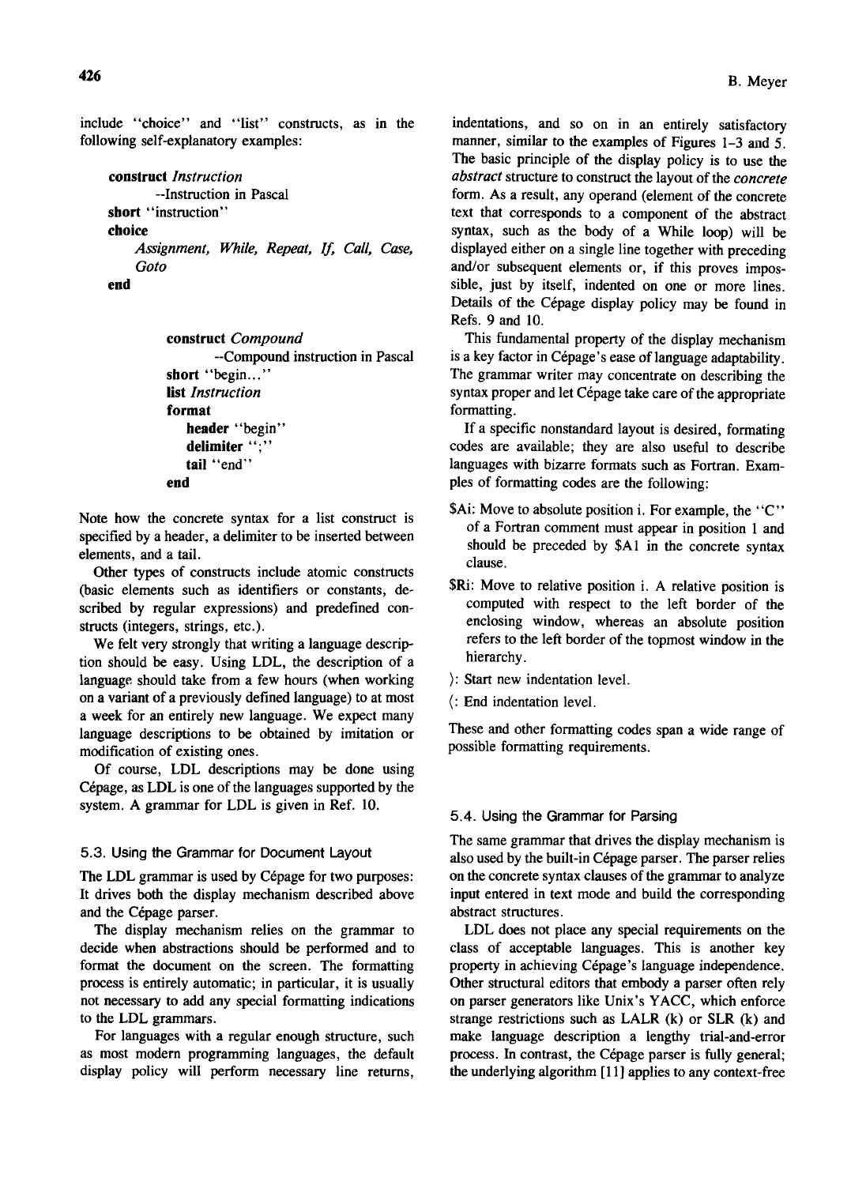include "choice" and "list" constructs, as in the following self-explanatory examples:

```
construct Instruction
        --Instruction in Pascal
short "instruction"
choice
    Assignment, While, Repeat, If, Call, Case,
    Goto
end
```

```
construct Compound
        --Compound instruction in Pascal
short "begin..."
list Instruction
format
    header "begin"
    delimiter ";"
    tail "end"
end
```

Note how the concrete syntax for a list construct is specified by a header, a delimiter to be inserted between elements, and a tail.

Other types of constructs include atomic constructs (basic elements such as identifiers or constants, described by regular expressions) and predefined constructs (integers, strings, etc.).

We felt very strongly that writing a language description should be easy. Using LDL, the description of a language should take from a few hours (when working on a variant of a previously defined language) to at most a week for an entirely new language. We expect many language descriptions to be obtained by imitation or modification of existing ones.

Of course, LDL descriptions may be done using Cépage, as LDL is one of the languages supported by the system. A grammar for LDL is given in Ref. 10.

### 5.3. Using the Grammar for Document Layout

The LDL grammar is used by Cépage for two purposes: It drives both the display mechanism described above and the Cépage parser.

The display mechanism relies on the grammar to decide when abstractions should be performed and to format the document on the screen. The formatting process is entirely automatic; in particular, it is usually not necessary to add any special formatting indications to the LDL grammars.

For languages with a regular enough structure, such as most modern programming languages, the default display policy will perform necessary line returns, indentations, and so on in an entirely satisfactory manner, similar to the examples of Figures 1–3 and 5. The basic principle of the display policy is to use the *abstract* structure to construct the layout of the *concrete* form. As a result, any operand (element of the concrete text that corresponds to a component of the abstract syntax, such as the body of a While loop) will be displayed either on a single line together with preceding and/or subsequent elements or, if this proves impossible, just by itself, indented on one or more lines. Details of the Cépage display policy may be found in Refs. 9 and 10.

This fundamental property of the display mechanism is a key factor in Cépage's ease of language adaptability. The grammar writer may concentrate on describing the syntax proper and let Cépage take care of the appropriate formatting.

If a specific nonstandard layout is desired, formating codes are available; they are also useful to describe languages with bizarre formats such as Fortran. Examples of formatting codes are the following:

- $Ai: Move to absolute position i. For example, the "C" of a Fortran comment must appear in position 1 and should be preceded by $A1 in the concrete syntax clause.
- $Ri: Move to relative position i. A relative position is computed with respect to the left border of the enclosing window, whereas an absolute position refers to the left border of the topmost window in the hierarchy.
- ): Start new indentation level.
- (: End indentation level.

These and other formatting codes span a wide range of possible formatting requirements.

### 5.4. Using the Grammar for Parsing

The same grammar that drives the display mechanism is also used by the built-in Cépage parser. The parser relies on the concrete syntax clauses of the grammar to analyze input entered in text mode and build the corresponding abstract structures.

LDL does not place any special requirements on the class of acceptable languages. This is another key property in achieving Cépage's language independence. Other structural editors that embody a parser often rely on parser generators like Unix's YACC, which enforce strange restrictions such as LALR (k) or SLR (k) and make language description a lengthy trial-and-error process. In contrast, the Cépage parser is fully general; the underlying algorithm [11] applies to any context-free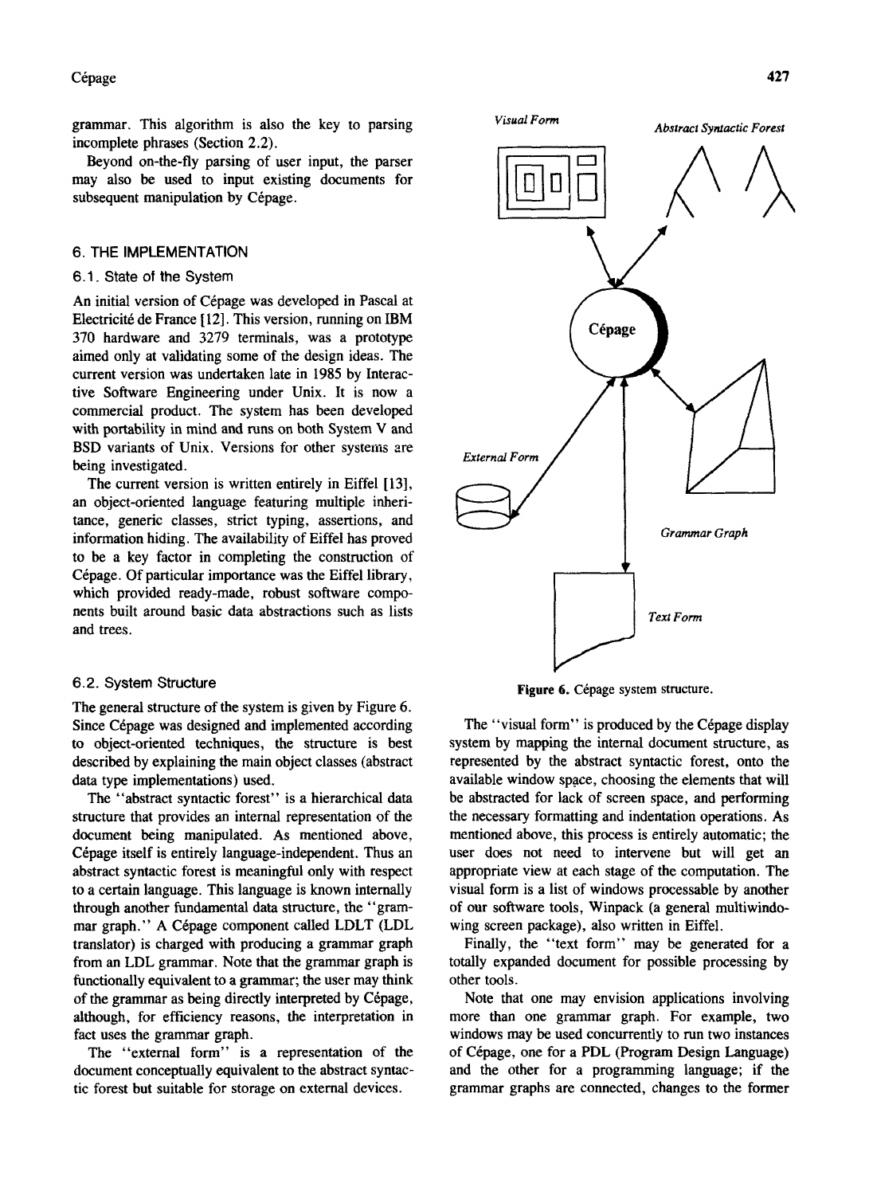grammar. This algorithm is also the key to parsing incomplete phrases (Section 2.2).

Beyond on-the-fly parsing of user input, the parser may also be used to input existing documents for subsequent manipulation by Cépage.

## 6. THE IMPLEMENTATION

### 6.1. State of the System

An initial version of Cépage was developed in Pascal at Electricité de France [12]. This version, running on IBM 370 hardware and 3279 terminals, was a prototype aimed only at validating some of the design ideas. The current version was undertaken late in 1985 by Interactive Software Engineering under Unix. It is now a commercial product. The system has been developed with portability in mind and runs on both System V and BSD variants of Unix. Versions for other systems are being investigated.

The current version is written entirely in Eiffel [13], an object-oriented language featuring multiple inheritance, generic classes, strict typing, assertions, and information hiding. The availability of Eiffel has proved to be a key factor in completing the construction of Cépage. Of particular importance was the Eiffel library, which provided ready-made, robust software components built around basic data abstractions such as lists and trees.

### 6.2. System Structure

The general structure of the system is given by Figure 6. Since Cépage was designed and implemented according to object-oriented techniques, the structure is best described by explaining the main object classes (abstract data type implementations) used.

The "abstract syntactic forest" is a hierarchical data structure that provides an internal representation of the document being manipulated. As mentioned above, Cépage itself is entirely language-independent. Thus an abstract syntactic forest is meaningful only with respect to a certain language. This language is known internally through another fundamental data structure, the "grammar graph." A Cépage component called LDLT (LDL translator) is charged with producing a grammar graph from an LDL grammar. Note that the grammar graph is functionally equivalent to a grammar; the user may think of the grammar as being directly interpreted by Cépage, although, for efficiency reasons, the interpretation in fact uses the grammar graph.

The "external form" is a representation of the document conceptually equivalent to the abstract syntactic forest but suitable for storage on external devices.

*Visual Form* — *Abstract Syntactic Forest* — Cépage — *External Form* — *Grammar Graph* — *Text Form*

**Figure 6.** Cépage system structure.

The "visual form" is produced by the Cépage display system by mapping the internal document structure, as represented by the abstract syntactic forest, onto the available window space, choosing the elements that will be abstracted for lack of screen space, and performing the necessary formatting and indentation operations. As mentioned above, this process is entirely automatic; the user does not need to intervene but will get an appropriate view at each stage of the computation. The visual form is a list of windows processable by another of our software tools, Winpack (a general multiwindowing screen package), also written in Eiffel.

Finally, the "text form" may be generated for a totally expanded document for possible processing by other tools.

Note that one may envision applications involving more than one grammar graph. For example, two windows may be used concurrently to run two instances of Cépage, one for a PDL (Program Design Language) and the other for a programming language; if the grammar graphs are connected, changes to the former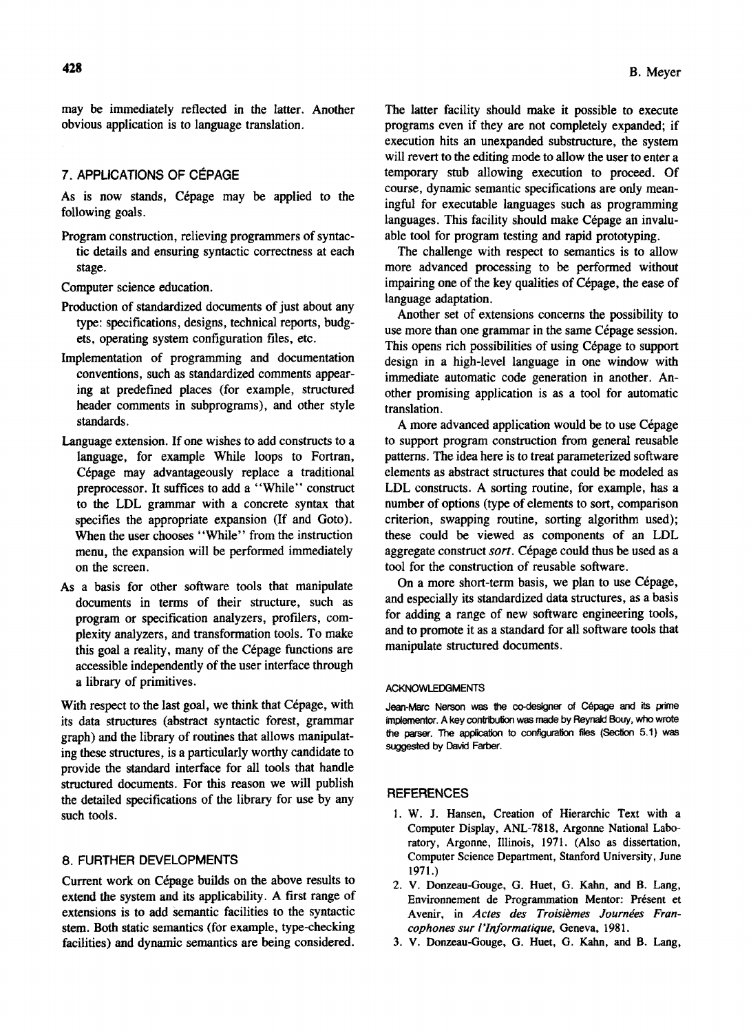may be immediately reflected in the latter. Another obvious application is to language translation.

## 7. APPLICATIONS OF CÉPAGE

As is now stands, Cépage may be applied to the following goals.

- Program construction, relieving programmers of syntactic details and ensuring syntactic correctness at each stage.
- Computer science education.
- Production of standardized documents of just about any type: specifications, designs, technical reports, budgets, operating system configuration files, etc.
- Implementation of programming and documentation conventions, such as standardized comments appearing at predefined places (for example, structured header comments in subprograms), and other style standards.
- Language extension. If one wishes to add constructs to a language, for example While loops to Fortran, Cépage may advantageously replace a traditional preprocessor. It suffices to add a "While" construct to the LDL grammar with a concrete syntax that specifies the appropriate expansion (If and Goto). When the user chooses "While" from the instruction menu, the expansion will be performed immediately on the screen.
- As a basis for other software tools that manipulate documents in terms of their structure, such as program or specification analyzers, profilers, complexity analyzers, and transformation tools. To make this goal a reality, many of the Cépage functions are accessible independently of the user interface through a library of primitives.

With respect to the last goal, we think that Cépage, with its data structures (abstract syntactic forest, grammar graph) and the library of routines that allows manipulating these structures, is a particularly worthy candidate to provide the standard interface for all tools that handle structured documents. For this reason we will publish the detailed specifications of the library for use by any such tools.

## 8. FURTHER DEVELOPMENTS

Current work on Cépage builds on the above results to extend the system and its applicability. A first range of extensions is to add semantic facilities to the syntactic stem. Both static semantics (for example, type-checking facilities) and dynamic semantics are being considered. The latter facility should make it possible to execute programs even if they are not completely expanded; if execution hits an unexpanded substructure, the system will revert to the editing mode to allow the user to enter a temporary stub allowing execution to proceed. Of course, dynamic semantic specifications are only meaningful for executable languages such as programming languages. This facility should make Cépage an invaluable tool for program testing and rapid prototyping.

The challenge with respect to semantics is to allow more advanced processing to be performed without impairing one of the key qualities of Cépage, the ease of language adaptation.

Another set of extensions concerns the possibility to use more than one grammar in the same Cépage session. This opens rich possibilities of using Cépage to support design in a high-level language in one window with immediate automatic code generation in another. Another promising application is as a tool for automatic translation.

A more advanced application would be to use Cépage to support program construction from general reusable patterns. The idea here is to treat parameterized software elements as abstract structures that could be modeled as LDL constructs. A sorting routine, for example, has a number of options (type of elements to sort, comparison criterion, swapping routine, sorting algorithm used); these could be viewed as components of an LDL aggregate construct *sort*. Cépage could thus be used as a tool for the construction of reusable software.

On a more short-term basis, we plan to use Cépage, and especially its standardized data structures, as a basis for adding a range of new software engineering tools, and to promote it as a standard for all software tools that manipulate structured documents.

### ACKNOWLEDGMENTS

Jean-Marc Nerson was the co-designer of Cépage and its prime implementor. A key contribution was made by Reynald Bouy, who wrote the parser. The application to configuration files (Section 5.1) was suggested by David Farber.

## REFERENCES

1. W. J. Hansen, Creation of Hierarchic Text with a Computer Display, ANL-7818, Argonne National Laboratory, Argonne, Illinois, 1971. (Also as dissertation, Computer Science Department, Stanford University, June 1971.)
2. V. Donzeau-Gouge, G. Huet, G. Kahn, and B. Lang, Environnement de Programmation Mentor: Présent et Avenir, in *Actes des Troisièmes Journées Francophones sur l'Informatique*, Geneva, 1981.
3. V. Donzeau-Gouge, G. Huet, G. Kahn, and B. Lang,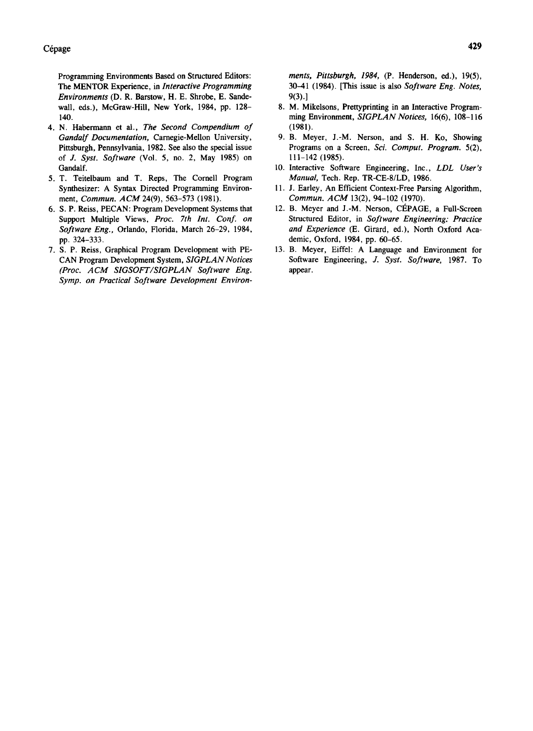Programming Environments Based on Structured Editors: The MENTOR Experience, in *Interactive Programming Environments* (D. R. Barstow, H. E. Shrobe, E. Sandewall, eds.), McGraw-Hill, New York, 1984, pp. 128–140.

4. N. Habermann et al., *The Second Compendium of Gandalf Documentation,* Carnegie-Mellon University, Pittsburgh, Pennsylvania, 1982. See also the special issue of *J. Syst. Software* (Vol. 5, no. 2, May 1985) on Gandalf.
5. T. Teitelbaum and T. Reps, The Cornell Program Synthesizer: A Syntax Directed Programming Environment, *Commun. ACM* 24(9), 563–573 (1981).
6. S. P. Reiss, PECAN: Program Development Systems that Support Multiple Views, *Proc. 7th Int. Conf. on Software Eng.,* Orlando, Florida, March 26–29, 1984, pp. 324–333.
7. S. P. Reiss, Graphical Program Development with PECAN Program Development System, *SIGPLAN Notices (Proc. ACM SIGSOFT/SIGPLAN Software Eng. Symp. on Practical Software Development Environments, Pittsburgh, 1984,* (P. Henderson, ed.), 19(5), 30–41 (1984). [This issue is also *Software Eng. Notes,* 9(3).]
8. M. Mikelsons, Prettyprinting in an Interactive Programming Environment, *SIGPLAN Notices,* 16(6), 108–116 (1981).
9. B. Meyer, J.-M. Nerson, and S. H. Ko, Showing Programs on a Screen, *Sci. Comput. Program.* 5(2), 111–142 (1985).
10. Interactive Software Engineering, Inc., *LDL User's Manual,* Tech. Rep. TR-CE-8/LD, 1986.
11. J. Earley, An Efficient Context-Free Parsing Algorithm, *Commun. ACM* 13(2), 94–102 (1970).
12. B. Meyer and J.-M. Nerson, CÉPAGE, a Full-Screen Structured Editor, in *Software Engineering: Practice and Experience* (E. Girard, ed.), North Oxford Academic, Oxford, 1984, pp. 60–65.
13. B. Meyer, Eiffel: A Language and Environment for Software Engineering, *J. Syst. Software,* 1987. To appear.